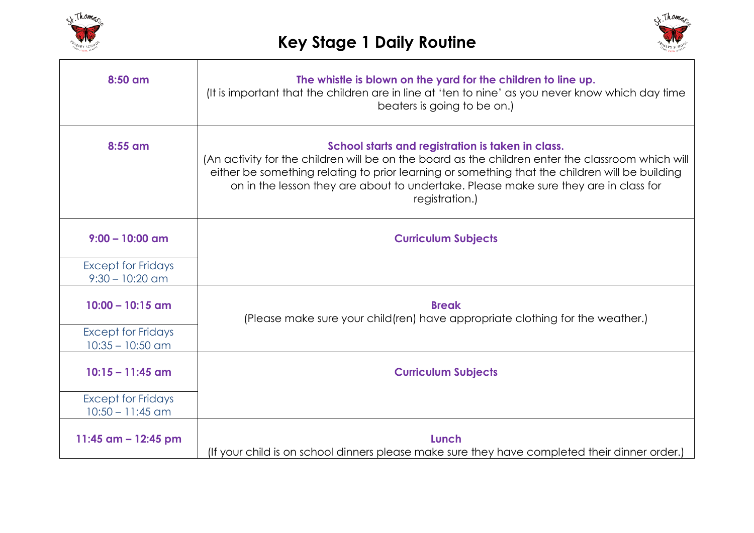# Key Stage 1 Daily Routine

| | |
|---|---|
| **8:50 am** | **The whistle is blown on the yard for the children to line up.** (It is important that the children are in line at 'ten to nine' as you never know which day time beaters is going to be on.) |
| **8:55 am** | **School starts and registration is taken in class.** (An activity for the children will be on the board as the children enter the classroom which will either be something relating to prior learning or something that the children will be building on in the lesson they are about to undertake. Please make sure they are in class for registration.) |
| **9:00 – 10:00 am**<br>Except for Fridays 9:30 – 10:20 am | **Curriculum Subjects** |
| **10:00 – 10:15 am**<br>Except for Fridays 10:35 – 10:50 am | **Break** (Please make sure your child(ren) have appropriate clothing for the weather.) |
| **10:15 – 11:45 am**<br>Except for Fridays 10:50 – 11:45 am | **Curriculum Subjects** |
| **11:45 am – 12:45 pm** | **Lunch** (If your child is on school dinners please make sure they have completed their dinner order.) |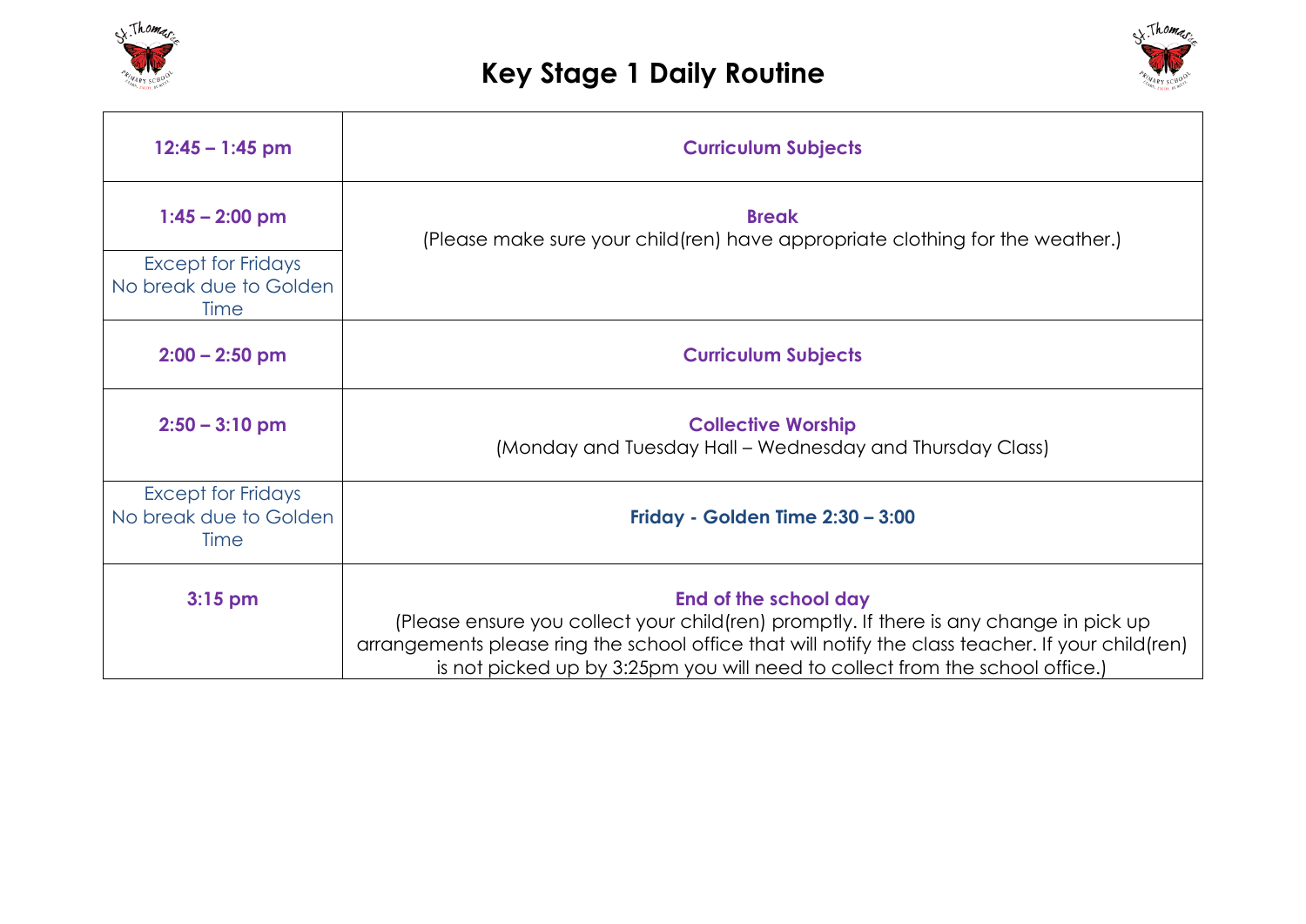# Key Stage 1 Daily Routine

| | |
|---|---|
| **12:45 – 1:45 pm** | **Curriculum Subjects** |
| **1:45 – 2:00 pm**<br><br>Except for Fridays No break due to Golden Time | **Break**<br>(Please make sure your child(ren) have appropriate clothing for the weather.) |
| **2:00 – 2:50 pm** | **Curriculum Subjects** |
| **2:50 – 3:10 pm** | **Collective Worship**<br>(Monday and Tuesday Hall – Wednesday and Thursday Class) |
| Except for Fridays No break due to Golden Time | **Friday - Golden Time 2:30 – 3:00** |
| **3:15 pm** | **End of the school day**<br>(Please ensure you collect your child(ren) promptly. If there is any change in pick up arrangements please ring the school office that will notify the class teacher. If your child(ren) is not picked up by 3:25pm you will need to collect from the school office.) |